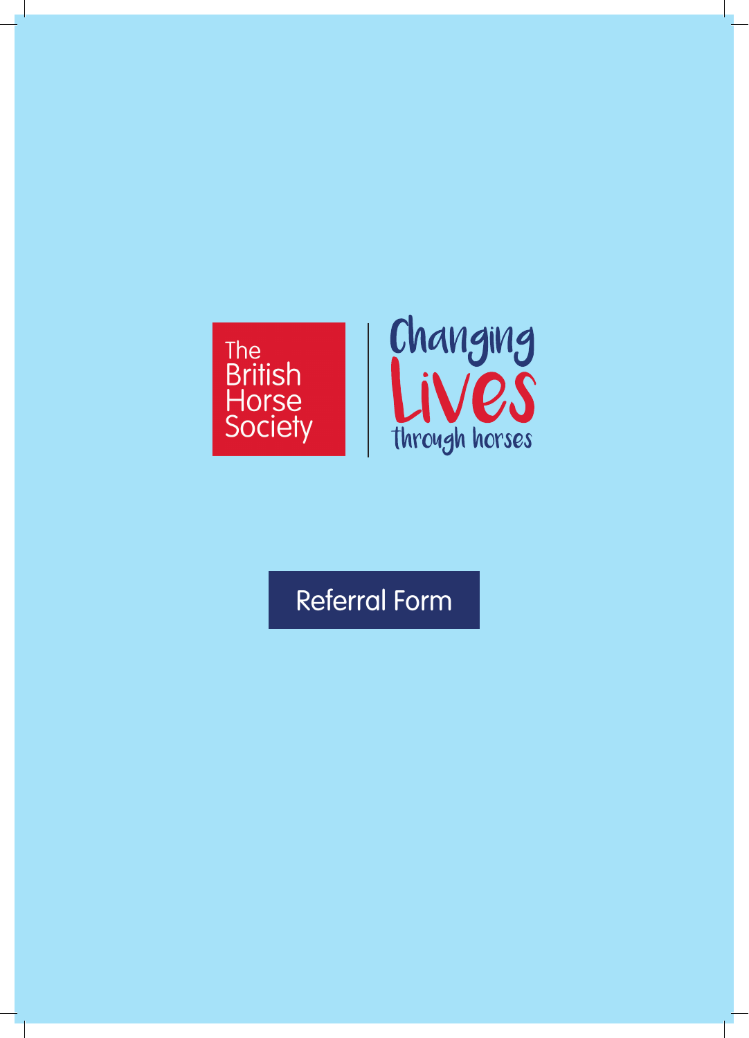The British Horse Society

Changing Lives through horses

# Referral Form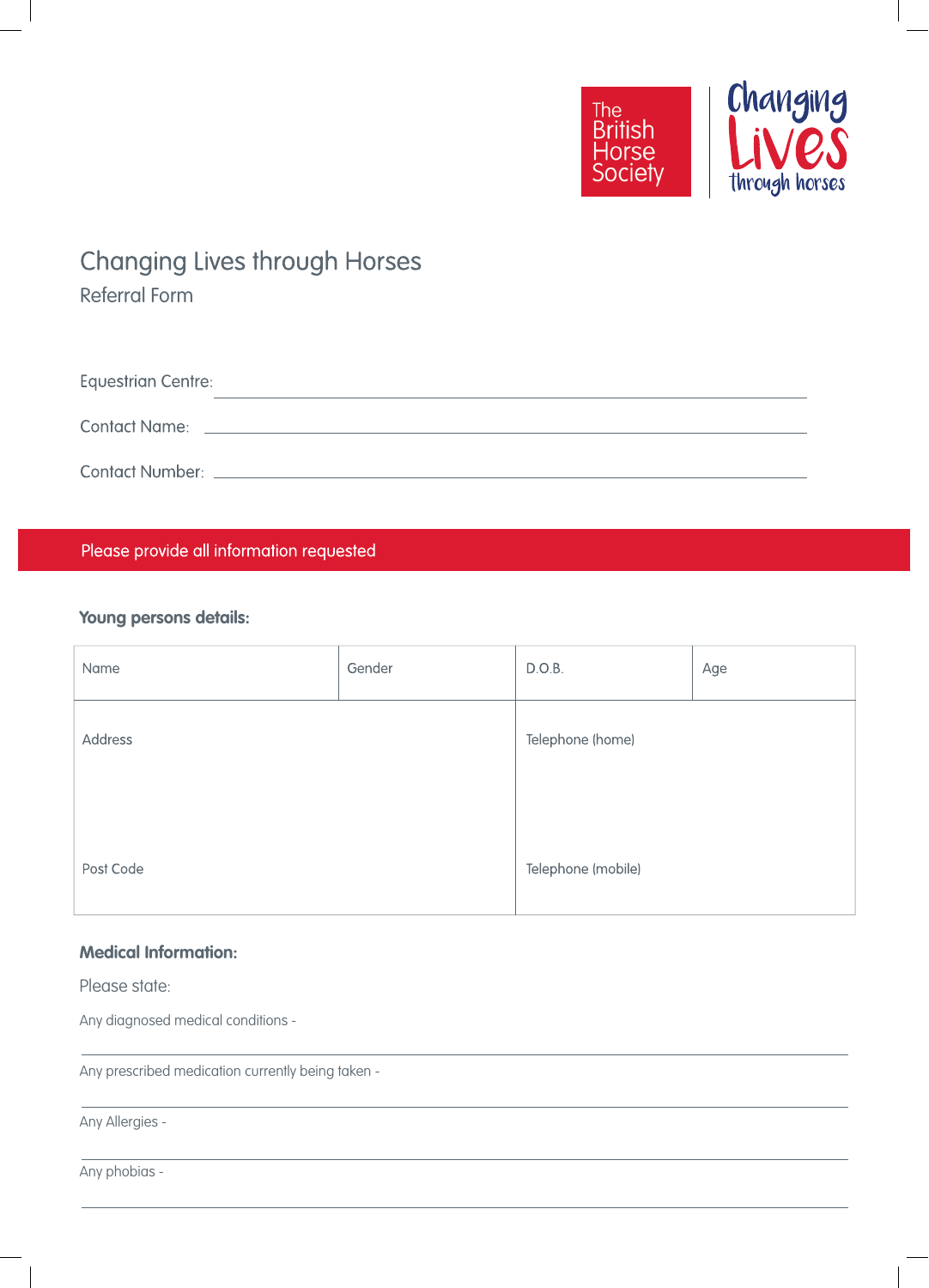The British Horse Society

Changing Lives through horses

# Changing Lives through Horses

## Referral Form

Equestrian Centre: ______________________________

Contact Name: ______________________________

Contact Number: ______________________________

**Please provide all information requested**

### Young persons details:

| Name | | Gender | D.O.B. | Age |
|---|---|---|---|---|
| Address<br><br>Post Code | | | Telephone (home)<br><br>Telephone (mobile) | |

### Medical Information:

Please state:

Any diagnosed medical conditions -

______________________________

Any prescribed medication currently being taken -

______________________________

Any Allergies -

______________________________

Any phobias -

______________________________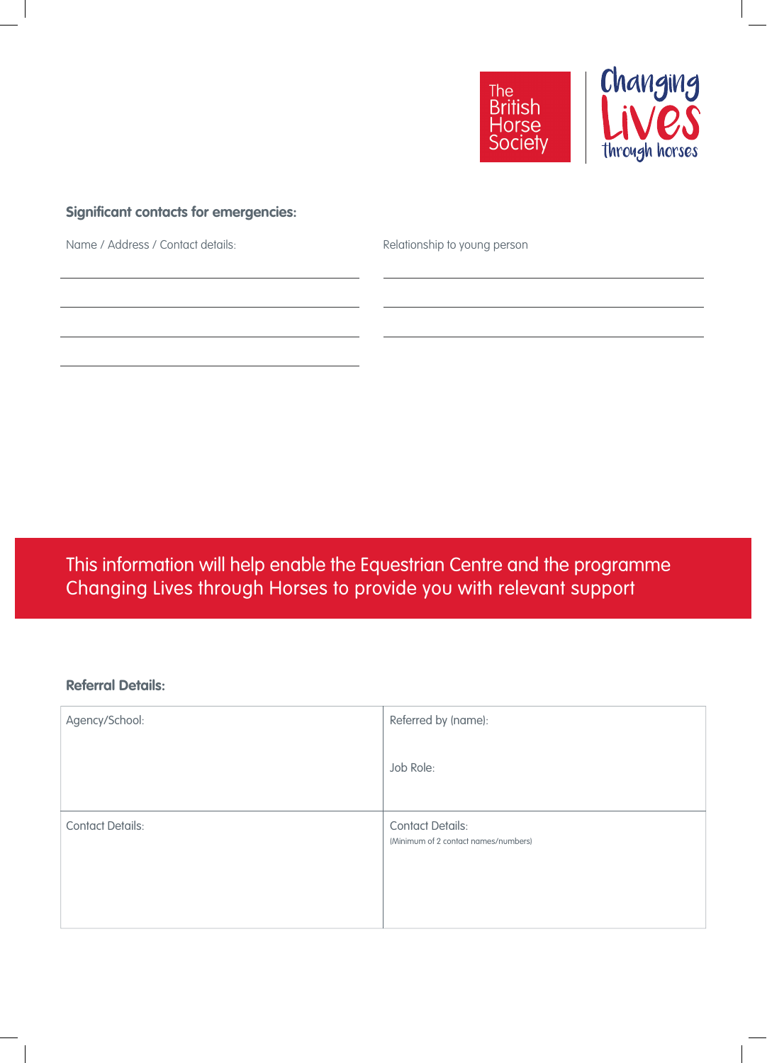The British Horse Society | Changing Lives through horses

**Significant contacts for emergencies:**

| Name / Address / Contact details: | Relationship to young person |
|---|---|
| | |
| | |
| | |
| | |

This information will help enable the Equestrian Centre and the programme Changing Lives through Horses to provide you with relevant support

**Referral Details:**

| Agency/School: | Referred by (name):<br><br>Job Role: |
|---|---|
| Contact Details: | Contact Details:<br>(Minimum of 2 contact names/numbers) |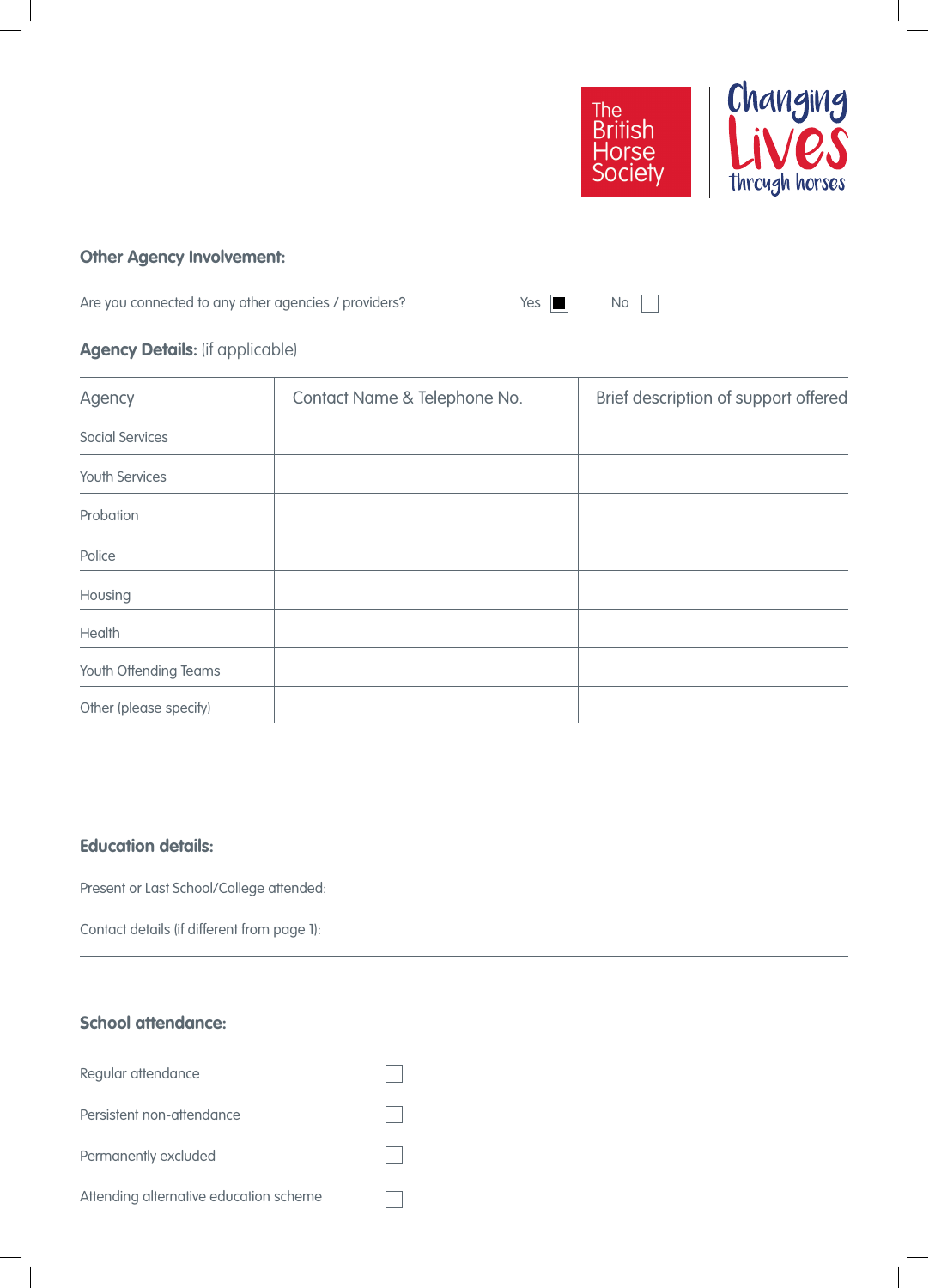### Other Agency Involvement:

Are you connected to any other agencies / providers? Yes ■ No ☐

### Agency Details: (if applicable)

| Agency | | Contact Name & Telephone No. | Brief description of support offered |
|---|---|---|---|
| Social Services | | | |
| Youth Services | | | |
| Probation | | | |
| Police | | | |
| Housing | | | |
| Health | | | |
| Youth Offending Teams | | | |
| Other (please specify) | | | |

### Education details:

Present or Last School/College attended:

Contact details (if different from page 1):

### School attendance:

Regular attendance ☐

Persistent non-attendance ☐

Permanently excluded ☐

Attending alternative education scheme ☐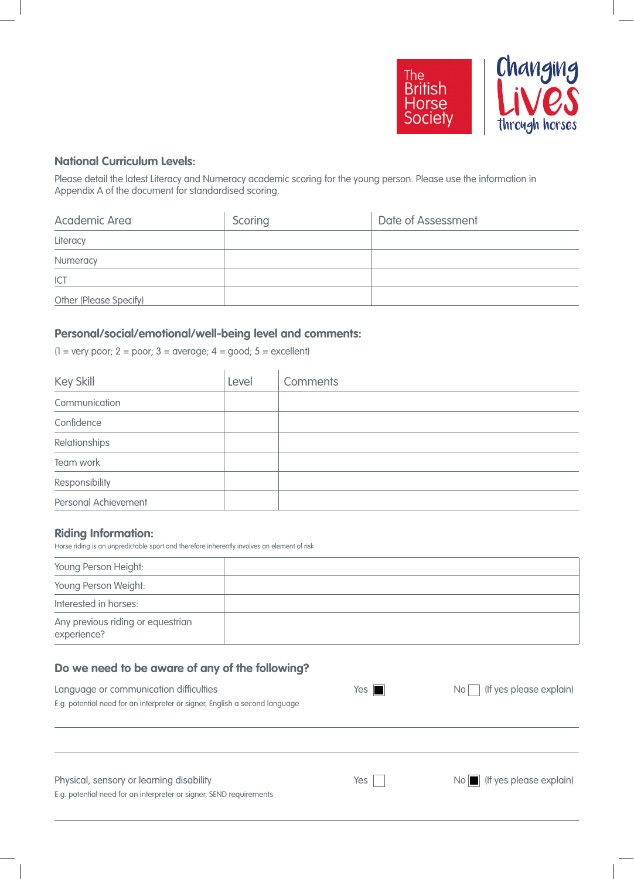The British Horse Society — Changing Lives through horses

### National Curriculum Levels:

Please detail the latest Literacy and Numeracy academic scoring for the young person. Please use the information in Appendix A of the document for standardised scoring.

| Academic Area | Scoring | Date of Assessment |
|---|---|---|
| Literacy | | |
| Numeracy | | |
| ICT | | |
| Other (Please Specify) | | |

### Personal/social/emotional/well-being level and comments:

(1 = very poor; 2 = poor; 3 = average; 4 = good; 5 = excellent)

| Key Skill | Level | Comments |
|---|---|---|
| Communication | | |
| Confidence | | |
| Relationships | | |
| Team work | | |
| Responsibility | | |
| Personal Achievement | | |

### Riding Information:

Horse riding is an unpredictable sport and therefore inherently involves an element of risk

| | |
|---|---|
| Young Person Height: | |
| Young Person Weight: | |
| Interested in horses: | |
| Any previous riding or equestrian experience? | |

### Do we need to be aware of any of the following?

Language or communication difficulties — Yes ☒ No ☐ (If yes please explain)
E.g. potential need for an interpreter or signer, English a second language

Physical, sensory or learning disability — Yes ☐ No ☒ (If yes please explain)
E.g. potential need for an interpreter or signer, SEND requirements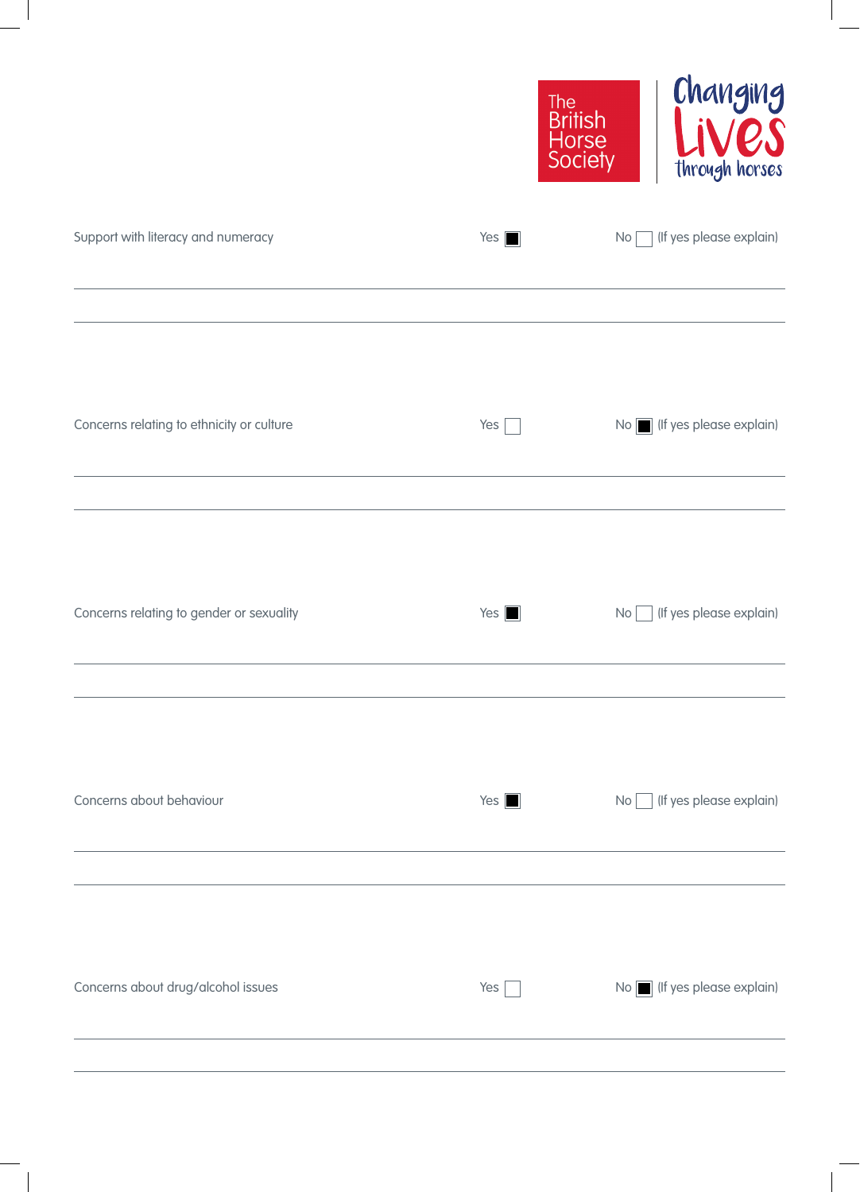Support with literacy and numeracy — Yes ■ No ☐ (If yes please explain)

---

---

Concerns relating to ethnicity or culture — Yes ☐ No ■ (If yes please explain)

---

---

Concerns relating to gender or sexuality — Yes ■ No ☐ (If yes please explain)

---

---

Concerns about behaviour — Yes ■ No ☐ (If yes please explain)

---

---

Concerns about drug/alcohol issues — Yes ☐ No ■ (If yes please explain)

---

---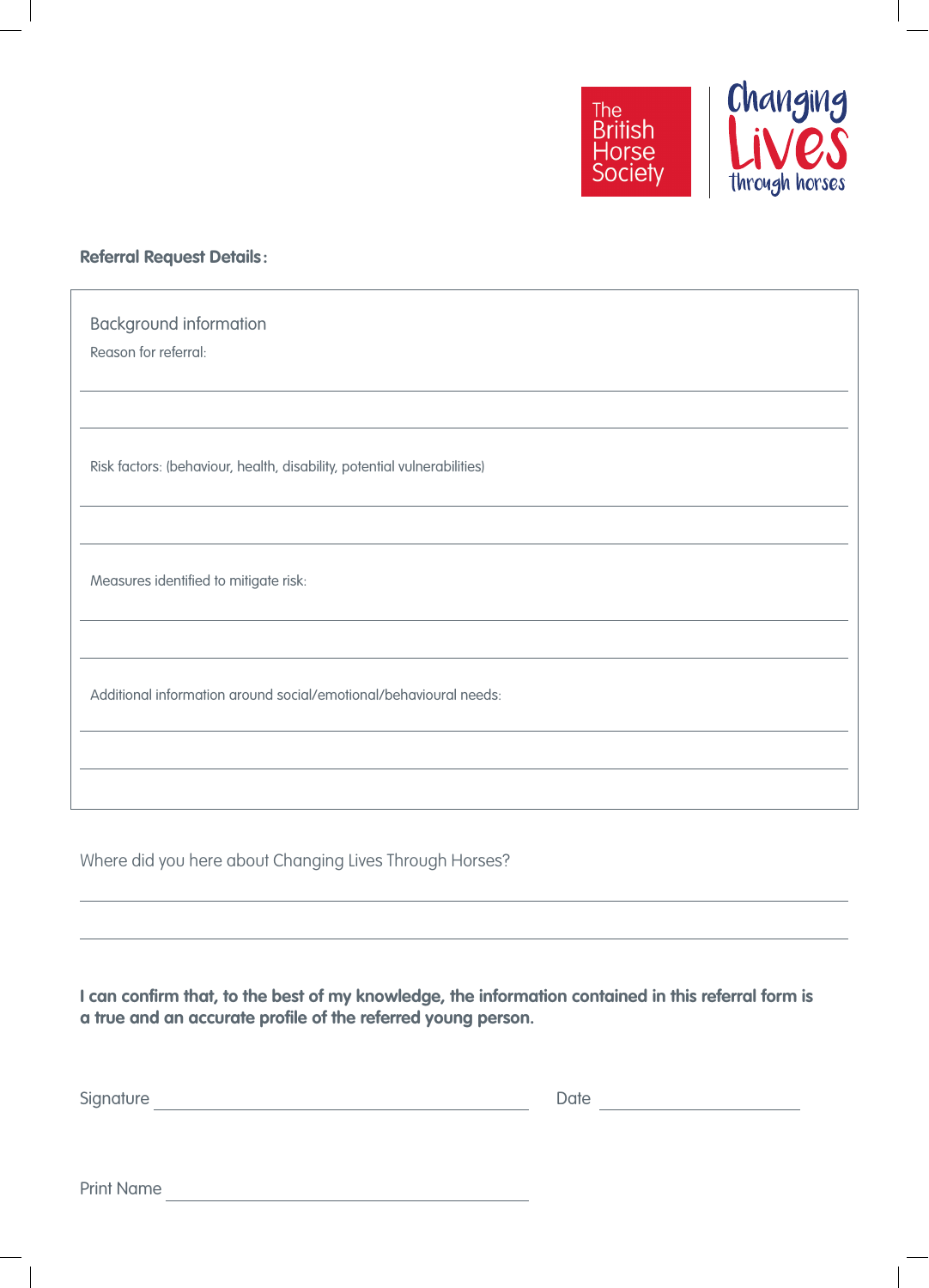The British Horse Society

Changing Lives through horses

**Referral Request Details:**

Background information

Reason for referral:

Risk factors: (behaviour, health, disability, potential vulnerabilities)

Measures identified to mitigate risk:

Additional information around social/emotional/behavioural needs:

Where did you here about Changing Lives Through Horses?

**I can confirm that, to the best of my knowledge, the information contained in this referral form is a true and an accurate profile of the referred young person.**

Signature ______________________ Date ______________

Print Name ______________________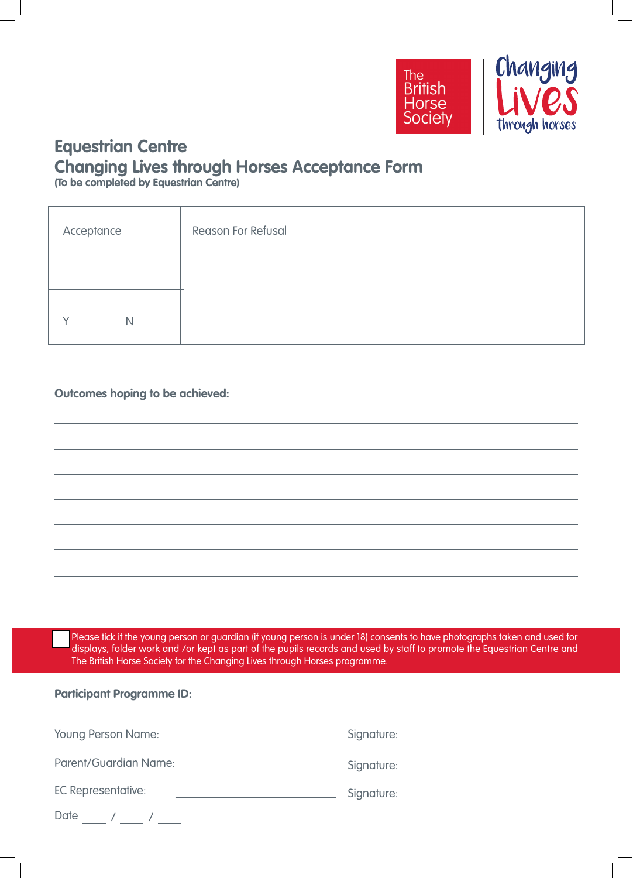The British Horse Society

Changing Lives through horses

# Equestrian Centre
# Changing Lives through Horses Acceptance Form

**(To be completed by Equestrian Centre)**

| Acceptance | | Reason For Refusal |
|---|---|---|
| Y | N | |

**Outcomes hoping to be achieved:**

______________________________________________________________________

______________________________________________________________________

______________________________________________________________________

______________________________________________________________________

______________________________________________________________________

______________________________________________________________________

______________________________________________________________________

☐ Please tick if the young person or guardian (if young person is under 18) consents to have photographs taken and used for displays, folder work and /or kept as part of the pupils records and used by staff to promote the Equestrian Centre and The British Horse Society for the Changing Lives through Horses programme.

**Participant Programme ID:**

Young Person Name: ______________________ Signature: ______________________

Parent/Guardian Name: ______________________ Signature: ______________________

EC Representative: ______________________ Signature: ______________________

Date ____ / ____ / ____